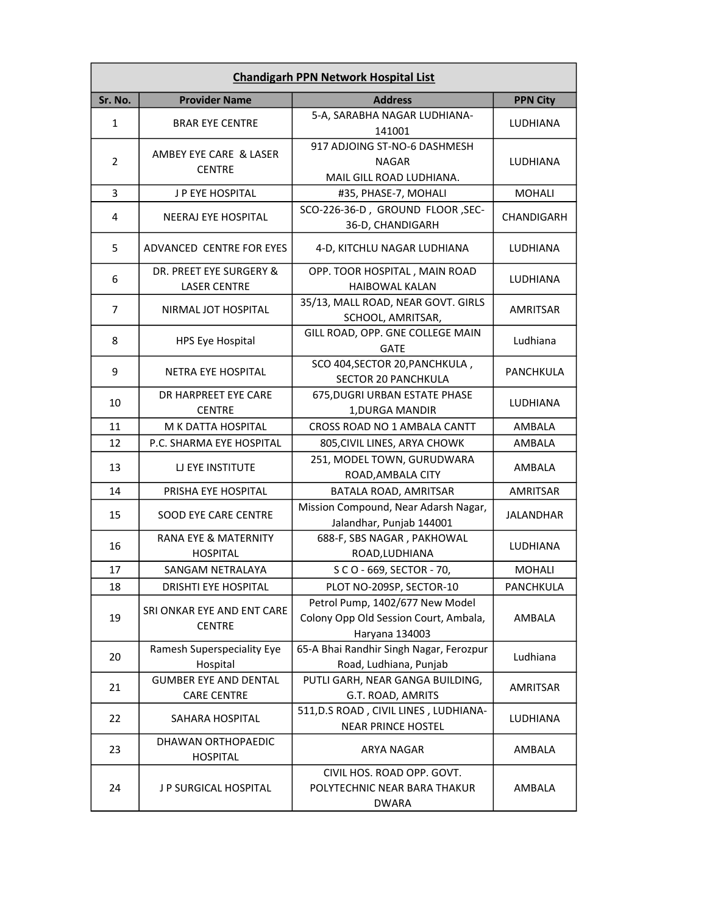| Chandigarh PPN Network Hospital List | | | |
|---|---|---|---|
| **Sr. No.** | **Provider Name** | **Address** | **PPN City** |
| 1 | BRAR EYE CENTRE | 5-A, SARABHA NAGAR LUDHIANA-141001 | LUDHIANA |
| 2 | AMBEY EYE CARE & LASER CENTRE | 917 ADJOING ST-NO-6 DASHMESH NAGAR MAIL GILL ROAD LUDHIANA. | LUDHIANA |
| 3 | J P EYE HOSPITAL | #35, PHASE-7, MOHALI | MOHALI |
| 4 | NEERAJ EYE HOSPITAL | SCO-226-36-D , GROUND FLOOR ,SEC-36-D, CHANDIGARH | CHANDIGARH |
| 5 | ADVANCED CENTRE FOR EYES | 4-D, KITCHLU NAGAR LUDHIANA | LUDHIANA |
| 6 | DR. PREET EYE SURGERY & LASER CENTRE | OPP. TOOR HOSPITAL , MAIN ROAD HAIBOWAL KALAN | LUDHIANA |
| 7 | NIRMAL JOT HOSPITAL | 35/13, MALL ROAD, NEAR GOVT. GIRLS SCHOOL, AMRITSAR, | AMRITSAR |
| 8 | HPS Eye Hospital | GILL ROAD, OPP. GNE COLLEGE MAIN GATE | Ludhiana |
| 9 | NETRA EYE HOSPITAL | SCO 404,SECTOR 20,PANCHKULA , SECTOR 20 PANCHKULA | PANCHKULA |
| 10 | DR HARPREET EYE CARE CENTRE | 675,DUGRI URBAN ESTATE PHASE 1,DURGA MANDIR | LUDHIANA |
| 11 | M K DATTA HOSPITAL | CROSS ROAD NO 1 AMBALA CANTT | AMBALA |
| 12 | P.C. SHARMA EYE HOSPITAL | 805,CIVIL LINES, ARYA CHOWK | AMBALA |
| 13 | LJ EYE INSTITUTE | 251, MODEL TOWN, GURUDWARA ROAD,AMBALA CITY | AMBALA |
| 14 | PRISHA EYE HOSPITAL | BATALA ROAD, AMRITSAR | AMRITSAR |
| 15 | SOOD EYE CARE CENTRE | Mission Compound, Near Adarsh Nagar, Jalandhar, Punjab 144001 | JALANDHAR |
| 16 | RANA EYE & MATERNITY HOSPITAL | 688-F, SBS NAGAR , PAKHOWAL ROAD,LUDHIANA | LUDHIANA |
| 17 | SANGAM NETRALAYA | S C O - 669, SECTOR - 70, | MOHALI |
| 18 | DRISHTI EYE HOSPITAL | PLOT NO-209SP, SECTOR-10 | PANCHKULA |
| 19 | SRI ONKAR EYE AND ENT CARE CENTRE | Petrol Pump, 1402/677 New Model Colony Opp Old Session Court, Ambala, Haryana 134003 | AMBALA |
| 20 | Ramesh Superspeciality Eye Hospital | 65-A Bhai Randhir Singh Nagar, Ferozpur Road, Ludhiana, Punjab | Ludhiana |
| 21 | GUMBER EYE AND DENTAL CARE CENTRE | PUTLI GARH, NEAR GANGA BUILDING, G.T. ROAD, AMRITS | AMRITSAR |
| 22 | SAHARA HOSPITAL | 511,D.S ROAD , CIVIL LINES , LUDHIANA-NEAR PRINCE HOSTEL | LUDHIANA |
| 23 | DHAWAN ORTHOPAEDIC HOSPITAL | ARYA NAGAR | AMBALA |
| 24 | J P SURGICAL HOSPITAL | CIVIL HOS. ROAD OPP. GOVT. POLYTECHNIC NEAR BARA THAKUR DWARA | AMBALA |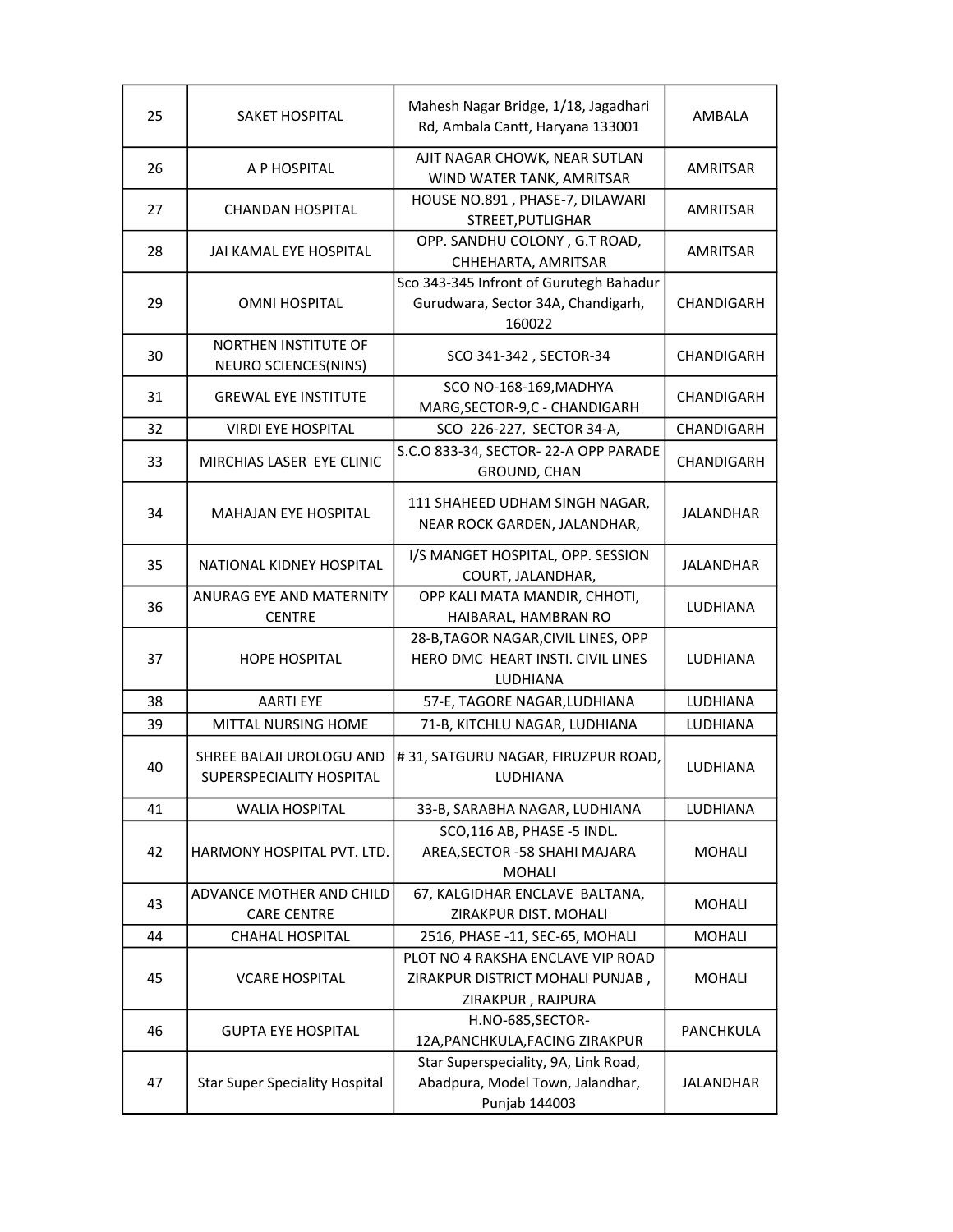| 25 | SAKET HOSPITAL | Mahesh Nagar Bridge, 1/18, Jagadhari Rd, Ambala Cantt, Haryana 133001 | AMBALA |
|---|---|---|---|
| 26 | A P HOSPITAL | AJIT NAGAR CHOWK, NEAR SUTLAN WIND WATER TANK, AMRITSAR | AMRITSAR |
| 27 | CHANDAN HOSPITAL | HOUSE NO.891 , PHASE-7, DILAWARI STREET,PUTLIGHAR | AMRITSAR |
| 28 | JAI KAMAL EYE HOSPITAL | OPP. SANDHU COLONY , G.T ROAD, CHHEHARTA, AMRITSAR | AMRITSAR |
| 29 | OMNI HOSPITAL | Sco 343-345 Infront of Gurutegh Bahadur Gurudwara, Sector 34A, Chandigarh, 160022 | CHANDIGARH |
| 30 | NORTHEN INSTITUTE OF NEURO SCIENCES(NINS) | SCO 341-342 , SECTOR-34 | CHANDIGARH |
| 31 | GREWAL EYE INSTITUTE | SCO NO-168-169,MADHYA MARG,SECTOR-9,C - CHANDIGARH | CHANDIGARH |
| 32 | VIRDI EYE HOSPITAL | SCO 226-227, SECTOR 34-A, | CHANDIGARH |
| 33 | MIRCHIAS LASER EYE CLINIC | S.C.O 833-34, SECTOR- 22-A OPP PARADE GROUND, CHAN | CHANDIGARH |
| 34 | MAHAJAN EYE HOSPITAL | 111 SHAHEED UDHAM SINGH NAGAR, NEAR ROCK GARDEN, JALANDHAR, | JALANDHAR |
| 35 | NATIONAL KIDNEY HOSPITAL | I/S MANGET HOSPITAL, OPP. SESSION COURT, JALANDHAR, | JALANDHAR |
| 36 | ANURAG EYE AND MATERNITY CENTRE | OPP KALI MATA MANDIR, CHHOTI, HAIBARAL, HAMBRAN RO | LUDHIANA |
| 37 | HOPE HOSPITAL | 28-B,TAGOR NAGAR,CIVIL LINES, OPP HERO DMC HEART INSTI. CIVIL LINES LUDHIANA | LUDHIANA |
| 38 | AARTI EYE | 57-E, TAGORE NAGAR,LUDHIANA | LUDHIANA |
| 39 | MITTAL NURSING HOME | 71-B, KITCHLU NAGAR, LUDHIANA | LUDHIANA |
| 40 | SHREE BALAJI UROLOGU AND SUPERSPECIALITY HOSPITAL | # 31, SATGURU NAGAR, FIRUZPUR ROAD, LUDHIANA | LUDHIANA |
| 41 | WALIA HOSPITAL | 33-B, SARABHA NAGAR, LUDHIANA | LUDHIANA |
| 42 | HARMONY HOSPITAL PVT. LTD. | SCO,116 AB, PHASE -5 INDL. AREA,SECTOR -58 SHAHI MAJARA MOHALI | MOHALI |
| 43 | ADVANCE MOTHER AND CHILD CARE CENTRE | 67, KALGIDHAR ENCLAVE BALTANA, ZIRAKPUR DIST. MOHALI | MOHALI |
| 44 | CHAHAL HOSPITAL | 2516, PHASE -11, SEC-65, MOHALI | MOHALI |
| 45 | VCARE HOSPITAL | PLOT NO 4 RAKSHA ENCLAVE VIP ROAD ZIRAKPUR DISTRICT MOHALI PUNJAB , ZIRAKPUR , RAJPURA | MOHALI |
| 46 | GUPTA EYE HOSPITAL | H.NO-685,SECTOR-12A,PANCHKULA,FACING ZIRAKPUR | PANCHKULA |
| 47 | Star Super Speciality Hospital | Star Superspeciality, 9A, Link Road, Abadpura, Model Town, Jalandhar, Punjab 144003 | JALANDHAR |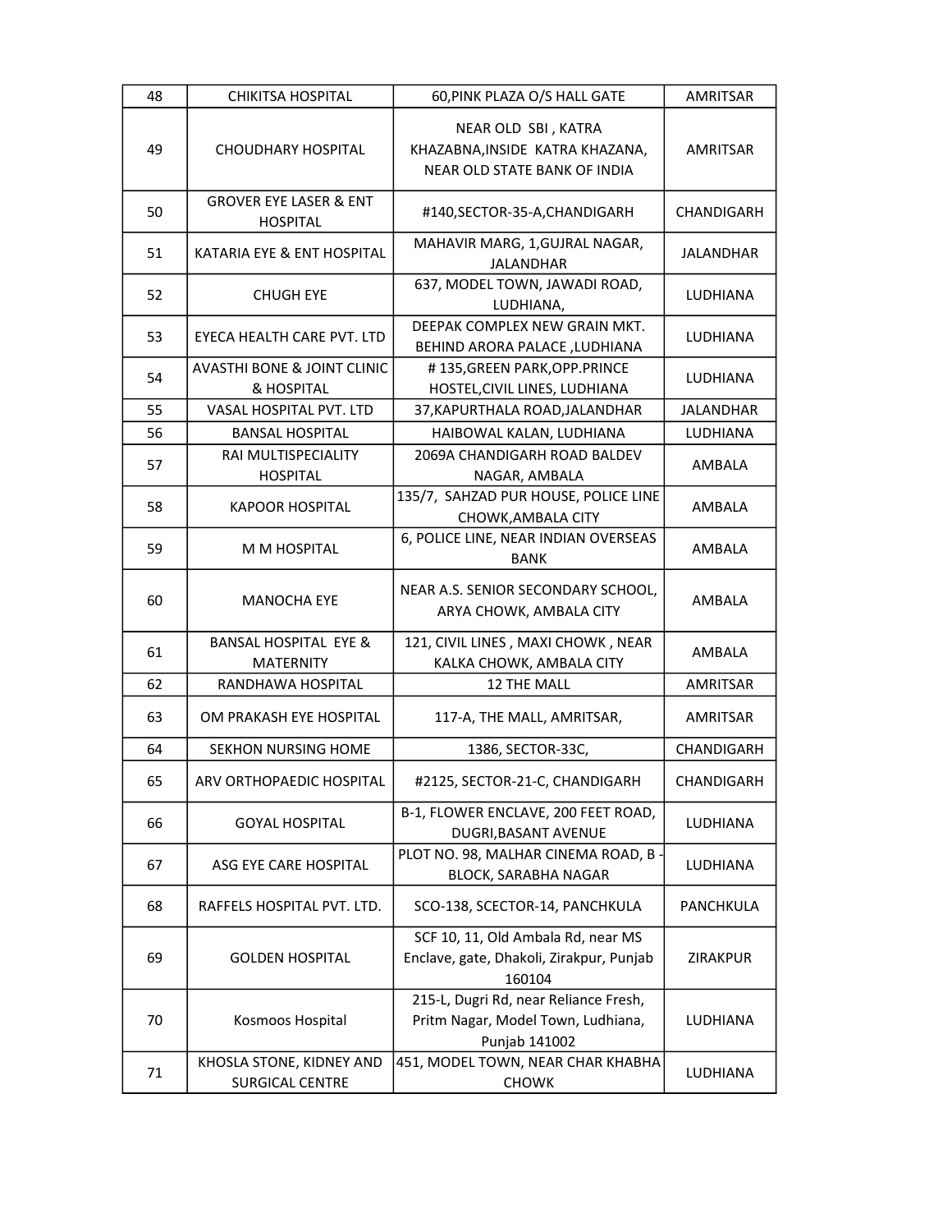| 48 | CHIKITSA HOSPITAL | 60,PINK PLAZA O/S HALL GATE | AMRITSAR |
|---|---|---|---|
| 49 | CHOUDHARY HOSPITAL | NEAR OLD SBI , KATRA KHAZABNA,INSIDE KATRA KHAZANA, NEAR OLD STATE BANK OF INDIA | AMRITSAR |
| 50 | GROVER EYE LASER & ENT HOSPITAL | #140,SECTOR-35-A,CHANDIGARH | CHANDIGARH |
| 51 | KATARIA EYE & ENT HOSPITAL | MAHAVIR MARG, 1,GUJRAL NAGAR, JALANDHAR | JALANDHAR |
| 52 | CHUGH EYE | 637, MODEL TOWN, JAWADI ROAD, LUDHIANA, | LUDHIANA |
| 53 | EYECA HEALTH CARE PVT. LTD | DEEPAK COMPLEX NEW GRAIN MKT. BEHIND ARORA PALACE ,LUDHIANA | LUDHIANA |
| 54 | AVASTHI BONE & JOINT CLINIC & HOSPITAL | # 135,GREEN PARK,OPP.PRINCE HOSTEL,CIVIL LINES, LUDHIANA | LUDHIANA |
| 55 | VASAL HOSPITAL PVT. LTD | 37,KAPURTHALA ROAD,JALANDHAR | JALANDHAR |
| 56 | BANSAL HOSPITAL | HAIBOWAL KALAN, LUDHIANA | LUDHIANA |
| 57 | RAI MULTISPECIALITY HOSPITAL | 2069A CHANDIGARH ROAD BALDEV NAGAR, AMBALA | AMBALA |
| 58 | KAPOOR HOSPITAL | 135/7, SAHZAD PUR HOUSE, POLICE LINE CHOWK,AMBALA CITY | AMBALA |
| 59 | M M HOSPITAL | 6, POLICE LINE, NEAR INDIAN OVERSEAS BANK | AMBALA |
| 60 | MANOCHA EYE | NEAR A.S. SENIOR SECONDARY SCHOOL, ARYA CHOWK, AMBALA CITY | AMBALA |
| 61 | BANSAL HOSPITAL EYE & MATERNITY | 121, CIVIL LINES , MAXI CHOWK , NEAR KALKA CHOWK, AMBALA CITY | AMBALA |
| 62 | RANDHAWA HOSPITAL | 12 THE MALL | AMRITSAR |
| 63 | OM PRAKASH EYE HOSPITAL | 117-A, THE MALL, AMRITSAR, | AMRITSAR |
| 64 | SEKHON NURSING HOME | 1386, SECTOR-33C, | CHANDIGARH |
| 65 | ARV ORTHOPAEDIC HOSPITAL | #2125, SECTOR-21-C, CHANDIGARH | CHANDIGARH |
| 66 | GOYAL HOSPITAL | B-1, FLOWER ENCLAVE, 200 FEET ROAD, DUGRI,BASANT AVENUE | LUDHIANA |
| 67 | ASG EYE CARE HOSPITAL | PLOT NO. 98, MALHAR CINEMA ROAD, B - BLOCK, SARABHA NAGAR | LUDHIANA |
| 68 | RAFFELS HOSPITAL PVT. LTD. | SCO-138, SCECTOR-14, PANCHKULA | PANCHKULA |
| 69 | GOLDEN HOSPITAL | SCF 10, 11, Old Ambala Rd, near MS Enclave, gate, Dhakoli, Zirakpur, Punjab 160104 | ZIRAKPUR |
| 70 | Kosmoos Hospital | 215-L, Dugri Rd, near Reliance Fresh, Pritm Nagar, Model Town, Ludhiana, Punjab 141002 | LUDHIANA |
| 71 | KHOSLA STONE, KIDNEY AND SURGICAL CENTRE | 451, MODEL TOWN, NEAR CHAR KHABHA CHOWK | LUDHIANA |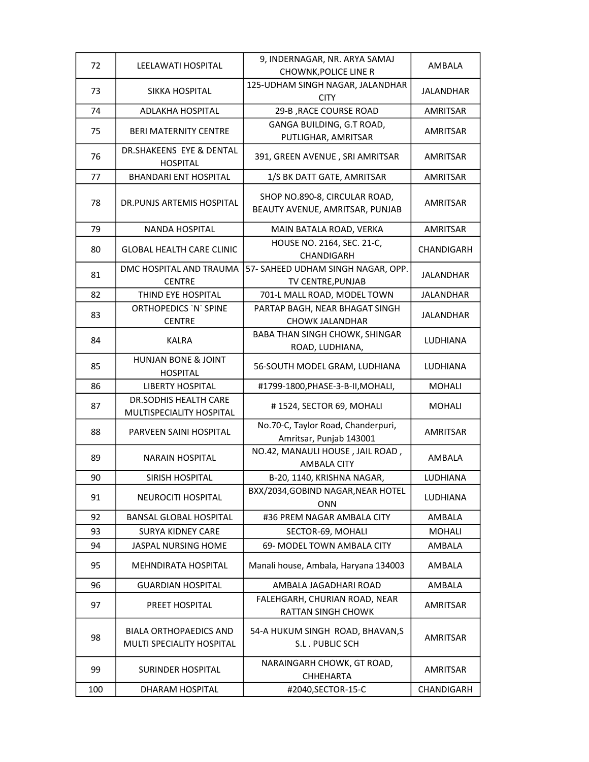| 72 | LEELAWATI HOSPITAL | 9, INDERNAGAR, NR. ARYA SAMAJ CHOWNK,POLICE LINE R | AMBALA |
|---|---|---|---|
| 73 | SIKKA HOSPITAL | 125-UDHAM SINGH NAGAR, JALANDHAR CITY | JALANDHAR |
| 74 | ADLAKHA HOSPITAL | 29-B ,RACE COURSE ROAD | AMRITSAR |
| 75 | BERI MATERNITY CENTRE | GANGA BUILDING, G.T ROAD, PUTLIGHAR, AMRITSAR | AMRITSAR |
| 76 | DR.SHAKEENS EYE & DENTAL HOSPITAL | 391, GREEN AVENUE , SRI AMRITSAR | AMRITSAR |
| 77 | BHANDARI ENT HOSPITAL | 1/S BK DATT GATE, AMRITSAR | AMRITSAR |
| 78 | DR.PUNJS ARTEMIS HOSPITAL | SHOP NO.890-8, CIRCULAR ROAD, BEAUTY AVENUE, AMRITSAR, PUNJAB | AMRITSAR |
| 79 | NANDA HOSPITAL | MAIN BATALA ROAD, VERKA | AMRITSAR |
| 80 | GLOBAL HEALTH CARE CLINIC | HOUSE NO. 2164, SEC. 21-C, CHANDIGARH | CHANDIGARH |
| 81 | DMC HOSPITAL AND TRAUMA CENTRE | 57- SAHEED UDHAM SINGH NAGAR, OPP. TV CENTRE,PUNJAB | JALANDHAR |
| 82 | THIND EYE HOSPITAL | 701-L MALL ROAD, MODEL TOWN | JALANDHAR |
| 83 | ORTHOPEDICS `N` SPINE CENTRE | PARTAP BAGH, NEAR BHAGAT SINGH CHOWK JALANDHAR | JALANDHAR |
| 84 | KALRA | BABA THAN SINGH CHOWK, SHINGAR ROAD, LUDHIANA, | LUDHIANA |
| 85 | HUNJAN BONE & JOINT HOSPITAL | 56-SOUTH MODEL GRAM, LUDHIANA | LUDHIANA |
| 86 | LIBERTY HOSPITAL | #1799-1800,PHASE-3-B-II,MOHALI, | MOHALI |
| 87 | DR.SODHIS HEALTH CARE MULTISPECIALITY HOSPITAL | # 1524, SECTOR 69, MOHALI | MOHALI |
| 88 | PARVEEN SAINI HOSPITAL | No.70-C, Taylor Road, Chanderpuri, Amritsar, Punjab 143001 | AMRITSAR |
| 89 | NARAIN HOSPITAL | NO.42, MANAULI HOUSE , JAIL ROAD , AMBALA CITY | AMBALA |
| 90 | SIRISH HOSPITAL | B-20, 1140, KRISHNA NAGAR, | LUDHIANA |
| 91 | NEUROCITI HOSPITAL | BXX/2034,GOBIND NAGAR,NEAR HOTEL ONN | LUDHIANA |
| 92 | BANSAL GLOBAL HOSPITAL | #36 PREM NAGAR AMBALA CITY | AMBALA |
| 93 | SURYA KIDNEY CARE | SECTOR-69, MOHALI | MOHALI |
| 94 | JASPAL NURSING HOME | 69- MODEL TOWN AMBALA CITY | AMBALA |
| 95 | MEHNDIRATA HOSPITAL | Manali house, Ambala, Haryana 134003 | AMBALA |
| 96 | GUARDIAN HOSPITAL | AMBALA JAGADHARI ROAD | AMBALA |
| 97 | PREET HOSPITAL | FALEHGARH, CHURIAN ROAD, NEAR RATTAN SINGH CHOWK | AMRITSAR |
| 98 | BIALA ORTHOPAEDICS AND MULTI SPECIALITY HOSPITAL | 54-A HUKUM SINGH ROAD, BHAVAN,S S.L . PUBLIC SCH | AMRITSAR |
| 99 | SURINDER HOSPITAL | NARAINGARH CHOWK, GT ROAD, CHHEHARTA | AMRITSAR |
| 100 | DHARAM HOSPITAL | #2040,SECTOR-15-C | CHANDIGARH |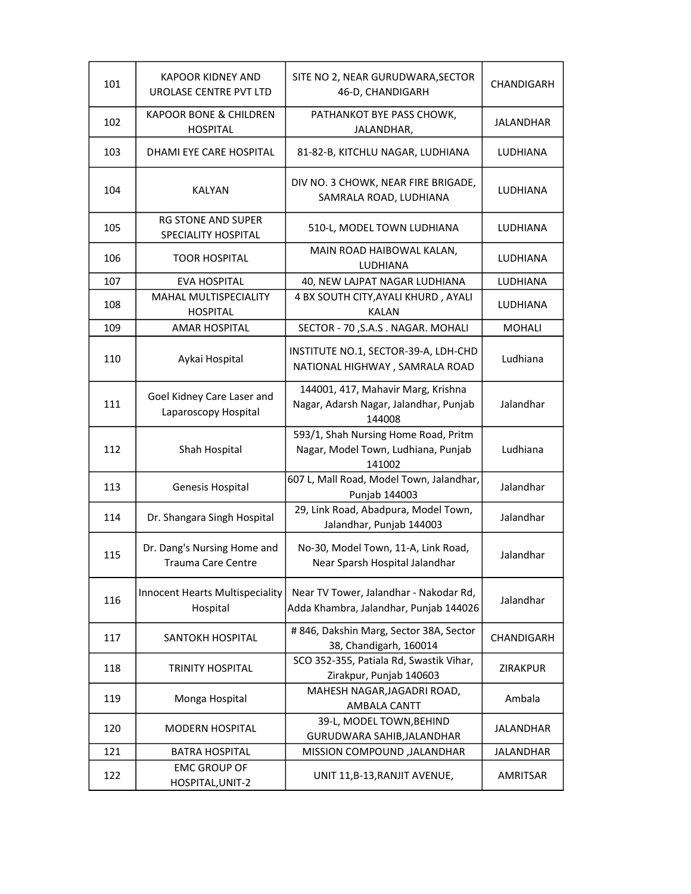| 101 | KAPOOR KIDNEY AND UROLASE CENTRE PVT LTD | SITE NO 2, NEAR GURUDWARA,SECTOR 46-D, CHANDIGARH | CHANDIGARH |
|---|---|---|---|
| 102 | KAPOOR BONE & CHILDREN HOSPITAL | PATHANKOT BYE PASS CHOWK, JALANDHAR, | JALANDHAR |
| 103 | DHAMI EYE CARE HOSPITAL | 81-82-B, KITCHLU NAGAR, LUDHIANA | LUDHIANA |
| 104 | KALYAN | DIV NO. 3 CHOWK, NEAR FIRE BRIGADE, SAMRALA ROAD, LUDHIANA | LUDHIANA |
| 105 | RG STONE AND SUPER SPECIALITY HOSPITAL | 510-L, MODEL TOWN LUDHIANA | LUDHIANA |
| 106 | TOOR HOSPITAL | MAIN ROAD HAIBOWAL KALAN, LUDHIANA | LUDHIANA |
| 107 | EVA HOSPITAL | 40, NEW LAJPAT NAGAR LUDHIANA | LUDHIANA |
| 108 | MAHAL MULTISPECIALITY HOSPITAL | 4 BX SOUTH CITY,AYALI KHURD , AYALI KALAN | LUDHIANA |
| 109 | AMAR HOSPITAL | SECTOR - 70 ,S.A.S . NAGAR. MOHALI | MOHALI |
| 110 | Aykai Hospital | INSTITUTE NO.1, SECTOR-39-A, LDH-CHD NATIONAL HIGHWAY , SAMRALA ROAD | Ludhiana |
| 111 | Goel Kidney Care Laser and Laparoscopy Hospital | 144001, 417, Mahavir Marg, Krishna Nagar, Adarsh Nagar, Jalandhar, Punjab 144008 | Jalandhar |
| 112 | Shah Hospital | 593/1, Shah Nursing Home Road, Pritm Nagar, Model Town, Ludhiana, Punjab 141002 | Ludhiana |
| 113 | Genesis Hospital | 607 L, Mall Road, Model Town, Jalandhar, Punjab 144003 | Jalandhar |
| 114 | Dr. Shangara Singh Hospital | 29, Link Road, Abadpura, Model Town, Jalandhar, Punjab 144003 | Jalandhar |
| 115 | Dr. Dang's Nursing Home and Trauma Care Centre | No-30, Model Town, 11-A, Link Road, Near Sparsh Hospital Jalandhar | Jalandhar |
| 116 | Innocent Hearts Multispeciality Hospital | Near TV Tower, Jalandhar - Nakodar Rd, Adda Khambra, Jalandhar, Punjab 144026 | Jalandhar |
| 117 | SANTOKH HOSPITAL | # 846, Dakshin Marg, Sector 38A, Sector 38, Chandigarh, 160014 | CHANDIGARH |
| 118 | TRINITY HOSPITAL | SCO 352-355, Patiala Rd, Swastik Vihar, Zirakpur, Punjab 140603 | ZIRAKPUR |
| 119 | Monga Hospital | MAHESH NAGAR,JAGADRI ROAD, AMBALA CANTT | Ambala |
| 120 | MODERN HOSPITAL | 39-L, MODEL TOWN,BEHIND GURUDWARA SAHIB,JALANDHAR | JALANDHAR |
| 121 | BATRA HOSPITAL | MISSION COMPOUND ,JALANDHAR | JALANDHAR |
| 122 | EMC GROUP OF HOSPITAL,UNIT-2 | UNIT 11,B-13,RANJIT AVENUE, | AMRITSAR |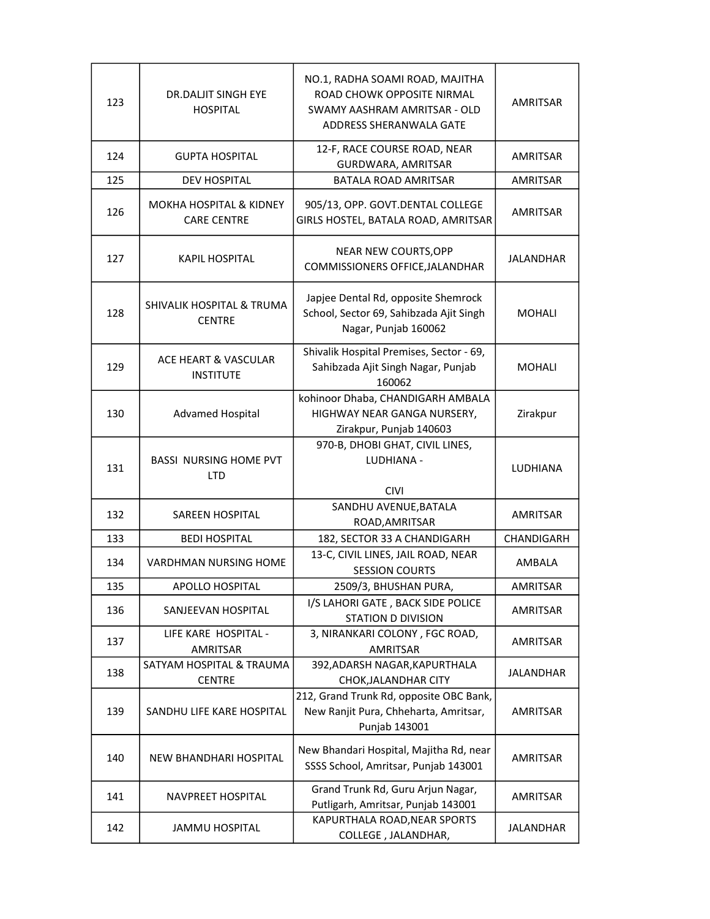| 123 | DR.DALJIT SINGH EYE HOSPITAL | NO.1, RADHA SOAMI ROAD, MAJITHA ROAD CHOWK OPPOSITE NIRMAL SWAMY AASHRAM AMRITSAR - OLD ADDRESS SHERANWALA GATE | AMRITSAR |
|---|---|---|---|
| 124 | GUPTA HOSPITAL | 12-F, RACE COURSE ROAD, NEAR GURDWARA, AMRITSAR | AMRITSAR |
| 125 | DEV HOSPITAL | BATALA ROAD AMRITSAR | AMRITSAR |
| 126 | MOKHA HOSPITAL & KIDNEY CARE CENTRE | 905/13, OPP. GOVT.DENTAL COLLEGE GIRLS HOSTEL, BATALA ROAD, AMRITSAR | AMRITSAR |
| 127 | KAPIL HOSPITAL | NEAR NEW COURTS,OPP COMMISSIONERS OFFICE,JALANDHAR | JALANDHAR |
| 128 | SHIVALIK HOSPITAL & TRUMA CENTRE | Japjee Dental Rd, opposite Shemrock School, Sector 69, Sahibzada Ajit Singh Nagar, Punjab 160062 | MOHALI |
| 129 | ACE HEART & VASCULAR INSTITUTE | Shivalik Hospital Premises, Sector - 69, Sahibzada Ajit Singh Nagar, Punjab 160062 | MOHALI |
| 130 | Advamed Hospital | kohinoor Dhaba, CHANDIGARH AMBALA HIGHWAY NEAR GANGA NURSERY, Zirakpur, Punjab 140603 | Zirakpur |
| 131 | BASSI NURSING HOME PVT LTD | 970-B, DHOBI GHAT, CIVIL LINES, LUDHIANA - CIVI | LUDHIANA |
| 132 | SAREEN HOSPITAL | SANDHU AVENUE,BATALA ROAD,AMRITSAR | AMRITSAR |
| 133 | BEDI HOSPITAL | 182, SECTOR 33 A CHANDIGARH | CHANDIGARH |
| 134 | VARDHMAN NURSING HOME | 13-C, CIVIL LINES, JAIL ROAD, NEAR SESSION COURTS | AMBALA |
| 135 | APOLLO HOSPITAL | 2509/3, BHUSHAN PURA, | AMRITSAR |
| 136 | SANJEEVAN HOSPITAL | I/S LAHORI GATE , BACK SIDE POLICE STATION D DIVISION | AMRITSAR |
| 137 | LIFE KARE HOSPITAL - AMRITSAR | 3, NIRANKARI COLONY , FGC ROAD, AMRITSAR | AMRITSAR |
| 138 | SATYAM HOSPITAL & TRAUMA CENTRE | 392,ADARSH NAGAR,KAPURTHALA CHOK,JALANDHAR CITY | JALANDHAR |
| 139 | SANDHU LIFE KARE HOSPITAL | 212, Grand Trunk Rd, opposite OBC Bank, New Ranjit Pura, Chheharta, Amritsar, Punjab 143001 | AMRITSAR |
| 140 | NEW BHANDHARI HOSPITAL | New Bhandari Hospital, Majitha Rd, near SSSS School, Amritsar, Punjab 143001 | AMRITSAR |
| 141 | NAVPREET HOSPITAL | Grand Trunk Rd, Guru Arjun Nagar, Putligarh, Amritsar, Punjab 143001 | AMRITSAR |
| 142 | JAMMU HOSPITAL | KAPURTHALA ROAD,NEAR SPORTS COLLEGE , JALANDHAR, | JALANDHAR |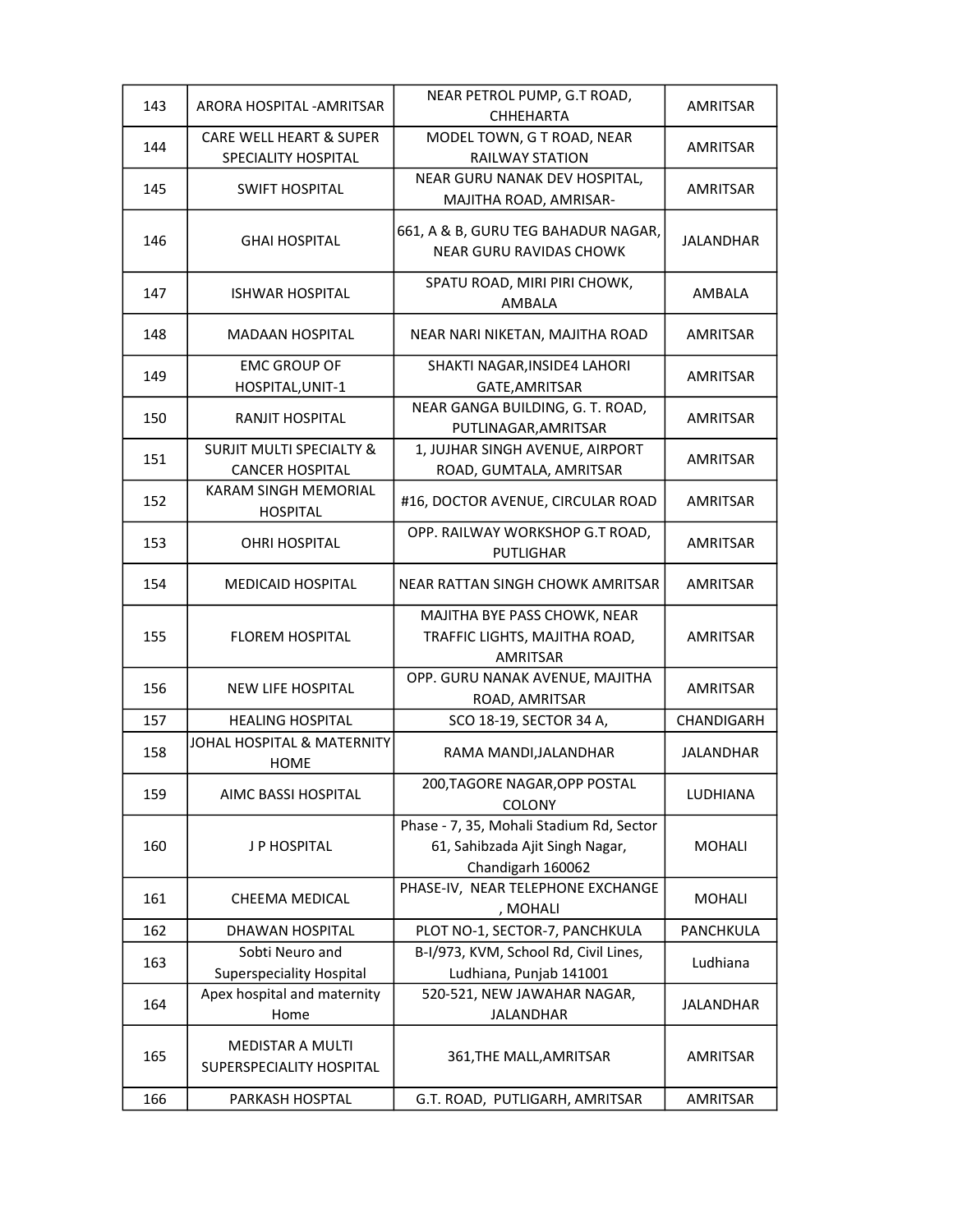| 143 | ARORA HOSPITAL -AMRITSAR | NEAR PETROL PUMP, G.T ROAD, CHHEHARTA | AMRITSAR |
|---|---|---|---|
| 144 | CARE WELL HEART & SUPER SPECIALITY HOSPITAL | MODEL TOWN, G T ROAD, NEAR RAILWAY STATION | AMRITSAR |
| 145 | SWIFT HOSPITAL | NEAR GURU NANAK DEV HOSPITAL, MAJITHA ROAD, AMRISAR- | AMRITSAR |
| 146 | GHAI HOSPITAL | 661, A & B, GURU TEG BAHADUR NAGAR, NEAR GURU RAVIDAS CHOWK | JALANDHAR |
| 147 | ISHWAR HOSPITAL | SPATU ROAD, MIRI PIRI CHOWK, AMBALA | AMBALA |
| 148 | MADAAN HOSPITAL | NEAR NARI NIKETAN, MAJITHA ROAD | AMRITSAR |
| 149 | EMC GROUP OF HOSPITAL,UNIT-1 | SHAKTI NAGAR,INSIDE4 LAHORI GATE,AMRITSAR | AMRITSAR |
| 150 | RANJIT HOSPITAL | NEAR GANGA BUILDING, G. T. ROAD, PUTLINAGAR,AMRITSAR | AMRITSAR |
| 151 | SURJIT MULTI SPECIALTY & CANCER HOSPITAL | 1, JUJHAR SINGH AVENUE, AIRPORT ROAD, GUMTALA, AMRITSAR | AMRITSAR |
| 152 | KARAM SINGH MEMORIAL HOSPITAL | #16, DOCTOR AVENUE, CIRCULAR ROAD | AMRITSAR |
| 153 | OHRI HOSPITAL | OPP. RAILWAY WORKSHOP G.T ROAD, PUTLIGHAR | AMRITSAR |
| 154 | MEDICAID HOSPITAL | NEAR RATTAN SINGH CHOWK AMRITSAR | AMRITSAR |
| 155 | FLOREM HOSPITAL | MAJITHA BYE PASS CHOWK, NEAR TRAFFIC LIGHTS, MAJITHA ROAD, AMRITSAR | AMRITSAR |
| 156 | NEW LIFE HOSPITAL | OPP. GURU NANAK AVENUE, MAJITHA ROAD, AMRITSAR | AMRITSAR |
| 157 | HEALING HOSPITAL | SCO 18-19, SECTOR 34 A, | CHANDIGARH |
| 158 | JOHAL HOSPITAL & MATERNITY HOME | RAMA MANDI,JALANDHAR | JALANDHAR |
| 159 | AIMC BASSI HOSPITAL | 200,TAGORE NAGAR,OPP POSTAL COLONY | LUDHIANA |
| 160 | J P HOSPITAL | Phase - 7, 35, Mohali Stadium Rd, Sector 61, Sahibzada Ajit Singh Nagar, Chandigarh 160062 | MOHALI |
| 161 | CHEEMA MEDICAL | PHASE-IV, NEAR TELEPHONE EXCHANGE , MOHALI | MOHALI |
| 162 | DHAWAN HOSPITAL | PLOT NO-1, SECTOR-7, PANCHKULA | PANCHKULA |
| 163 | Sobti Neuro and Superspeciality Hospital | B-I/973, KVM, School Rd, Civil Lines, Ludhiana, Punjab 141001 | Ludhiana |
| 164 | Apex hospital and maternity Home | 520-521, NEW JAWAHAR NAGAR, JALANDHAR | JALANDHAR |
| 165 | MEDISTAR A MULTI SUPERSPECIALITY HOSPITAL | 361,THE MALL,AMRITSAR | AMRITSAR |
| 166 | PARKASH HOSPTAL | G.T. ROAD, PUTLIGARH, AMRITSAR | AMRITSAR |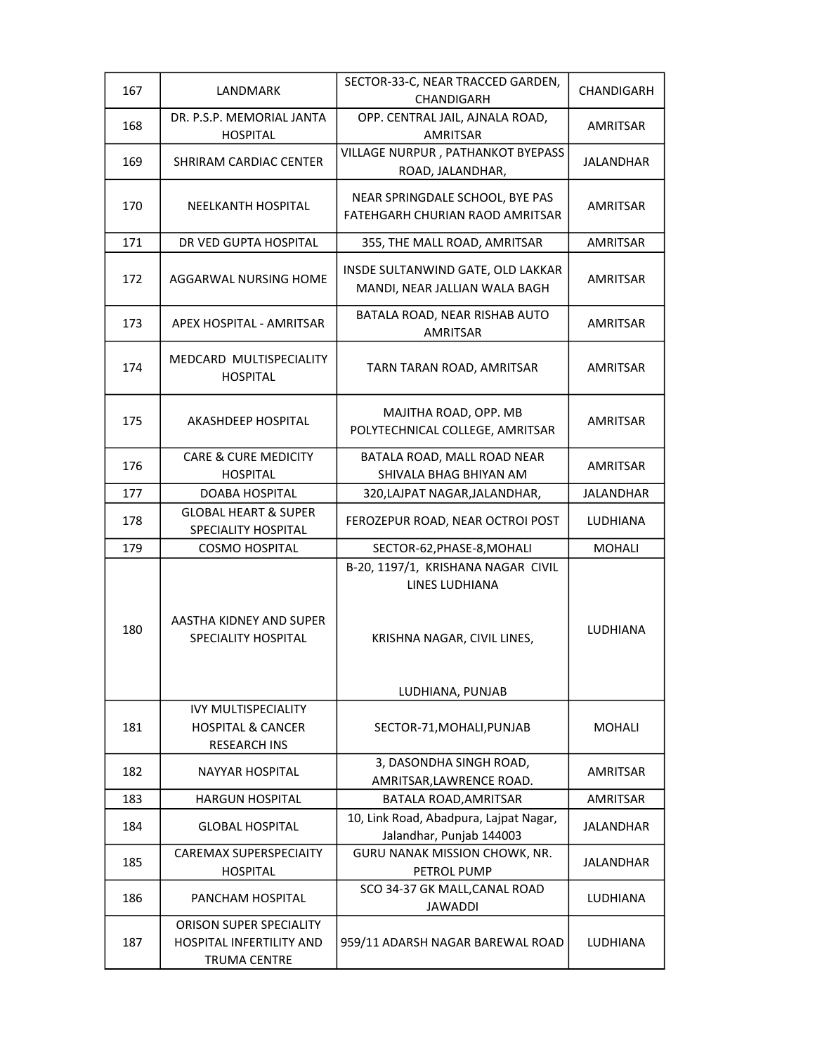| 167 | LANDMARK | SECTOR-33-C, NEAR TRACCED GARDEN, CHANDIGARH | CHANDIGARH |
|---|---|---|---|
| 168 | DR. P.S.P. MEMORIAL JANTA HOSPITAL | OPP. CENTRAL JAIL, AJNALA ROAD, AMRITSAR | AMRITSAR |
| 169 | SHRIRAM CARDIAC CENTER | VILLAGE NURPUR , PATHANKOT BYEPASS ROAD, JALANDHAR, | JALANDHAR |
| 170 | NEELKANTH HOSPITAL | NEAR SPRINGDALE SCHOOL, BYE PAS FATEHGARH CHURIAN RAOD AMRITSAR | AMRITSAR |
| 171 | DR VED GUPTA HOSPITAL | 355, THE MALL ROAD, AMRITSAR | AMRITSAR |
| 172 | AGGARWAL NURSING HOME | INSDE SULTANWIND GATE, OLD LAKKAR MANDI, NEAR JALLIAN WALA BAGH | AMRITSAR |
| 173 | APEX HOSPITAL - AMRITSAR | BATALA ROAD, NEAR RISHAB AUTO AMRITSAR | AMRITSAR |
| 174 | MEDCARD MULTISPECIALITY HOSPITAL | TARN TARAN ROAD, AMRITSAR | AMRITSAR |
| 175 | AKASHDEEP HOSPITAL | MAJITHA ROAD, OPP. MB POLYTECHNICAL COLLEGE, AMRITSAR | AMRITSAR |
| 176 | CARE & CURE MEDICITY HOSPITAL | BATALA ROAD, MALL ROAD NEAR SHIVALA BHAG BHIYAN AM | AMRITSAR |
| 177 | DOABA HOSPITAL | 320,LAJPAT NAGAR,JALANDHAR, | JALANDHAR |
| 178 | GLOBAL HEART & SUPER SPECIALITY HOSPITAL | FEROZEPUR ROAD, NEAR OCTROI POST | LUDHIANA |
| 179 | COSMO HOSPITAL | SECTOR-62,PHASE-8,MOHALI | MOHALI |
| 180 | AASTHA KIDNEY AND SUPER SPECIALITY HOSPITAL | B-20, 1197/1, KRISHANA NAGAR CIVIL LINES LUDHIANA<br><br>KRISHNA NAGAR, CIVIL LINES,<br><br>LUDHIANA, PUNJAB | LUDHIANA |
| 181 | IVY MULTISPECIALITY HOSPITAL & CANCER RESEARCH INS | SECTOR-71,MOHALI,PUNJAB | MOHALI |
| 182 | NAYYAR HOSPITAL | 3, DASONDHA SINGH ROAD, AMRITSAR,LAWRENCE ROAD. | AMRITSAR |
| 183 | HARGUN HOSPITAL | BATALA ROAD,AMRITSAR | AMRITSAR |
| 184 | GLOBAL HOSPITAL | 10, Link Road, Abadpura, Lajpat Nagar, Jalandhar, Punjab 144003 | JALANDHAR |
| 185 | CAREMAX SUPERSPECIAITY HOSPITAL | GURU NANAK MISSION CHOWK, NR. PETROL PUMP | JALANDHAR |
| 186 | PANCHAM HOSPITAL | SCO 34-37 GK MALL,CANAL ROAD JAWADDI | LUDHIANA |
| 187 | ORISON SUPER SPECIALITY HOSPITAL INFERTILITY AND TRUMA CENTRE | 959/11 ADARSH NAGAR BAREWAL ROAD | LUDHIANA |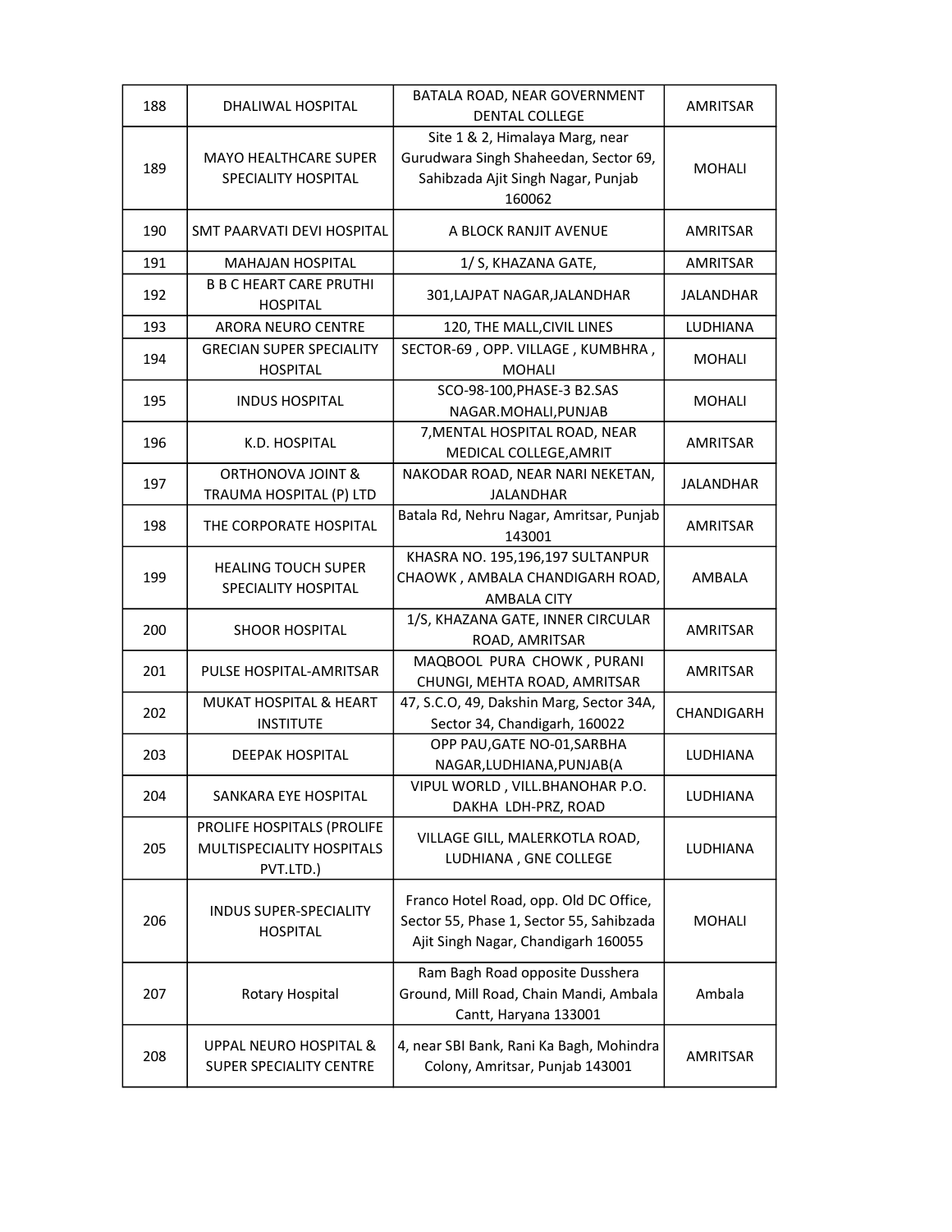| 188 | DHALIWAL HOSPITAL | BATALA ROAD, NEAR GOVERNMENT DENTAL COLLEGE | AMRITSAR |
|---|---|---|---|
| 189 | MAYO HEALTHCARE SUPER SPECIALITY HOSPITAL | Site 1 & 2, Himalaya Marg, near Gurudwara Singh Shaheedan, Sector 69, Sahibzada Ajit Singh Nagar, Punjab 160062 | MOHALI |
| 190 | SMT PAARVATI DEVI HOSPITAL | A BLOCK RANJIT AVENUE | AMRITSAR |
| 191 | MAHAJAN HOSPITAL | 1/ S, KHAZANA GATE, | AMRITSAR |
| 192 | B B C HEART CARE PRUTHI HOSPITAL | 301,LAJPAT NAGAR,JALANDHAR | JALANDHAR |
| 193 | ARORA NEURO CENTRE | 120, THE MALL,CIVIL LINES | LUDHIANA |
| 194 | GRECIAN SUPER SPECIALITY HOSPITAL | SECTOR-69 , OPP. VILLAGE , KUMBHRA , MOHALI | MOHALI |
| 195 | INDUS HOSPITAL | SCO-98-100,PHASE-3 B2.SAS NAGAR.MOHALI,PUNJAB | MOHALI |
| 196 | K.D. HOSPITAL | 7,MENTAL HOSPITAL ROAD, NEAR MEDICAL COLLEGE,AMRIT | AMRITSAR |
| 197 | ORTHONOVA JOINT & TRAUMA HOSPITAL (P) LTD | NAKODAR ROAD, NEAR NARI NEKETAN, JALANDHAR | JALANDHAR |
| 198 | THE CORPORATE HOSPITAL | Batala Rd, Nehru Nagar, Amritsar, Punjab 143001 | AMRITSAR |
| 199 | HEALING TOUCH SUPER SPECIALITY HOSPITAL | KHASRA NO. 195,196,197 SULTANPUR CHAOWK , AMBALA CHANDIGARH ROAD, AMBALA CITY | AMBALA |
| 200 | SHOOR HOSPITAL | 1/S, KHAZANA GATE, INNER CIRCULAR ROAD, AMRITSAR | AMRITSAR |
| 201 | PULSE HOSPITAL-AMRITSAR | MAQBOOL PURA CHOWK , PURANI CHUNGI, MEHTA ROAD, AMRITSAR | AMRITSAR |
| 202 | MUKAT HOSPITAL & HEART INSTITUTE | 47, S.C.O, 49, Dakshin Marg, Sector 34A, Sector 34, Chandigarh, 160022 | CHANDIGARH |
| 203 | DEEPAK HOSPITAL | OPP PAU,GATE NO-01,SARBHA NAGAR,LUDHIANA,PUNJAB(A | LUDHIANA |
| 204 | SANKARA EYE HOSPITAL | VIPUL WORLD , VILL.BHANOHAR P.O. DAKHA LDH-PRZ, ROAD | LUDHIANA |
| 205 | PROLIFE HOSPITALS (PROLIFE MULTISPECIALITY HOSPITALS PVT.LTD.) | VILLAGE GILL, MALERKOTLA ROAD, LUDHIANA , GNE COLLEGE | LUDHIANA |
| 206 | INDUS SUPER-SPECIALITY HOSPITAL | Franco Hotel Road, opp. Old DC Office, Sector 55, Phase 1, Sector 55, Sahibzada Ajit Singh Nagar, Chandigarh 160055 | MOHALI |
| 207 | Rotary Hospital | Ram Bagh Road opposite Dusshera Ground, Mill Road, Chain Mandi, Ambala Cantt, Haryana 133001 | Ambala |
| 208 | UPPAL NEURO HOSPITAL & SUPER SPECIALITY CENTRE | 4, near SBI Bank, Rani Ka Bagh, Mohindra Colony, Amritsar, Punjab 143001 | AMRITSAR |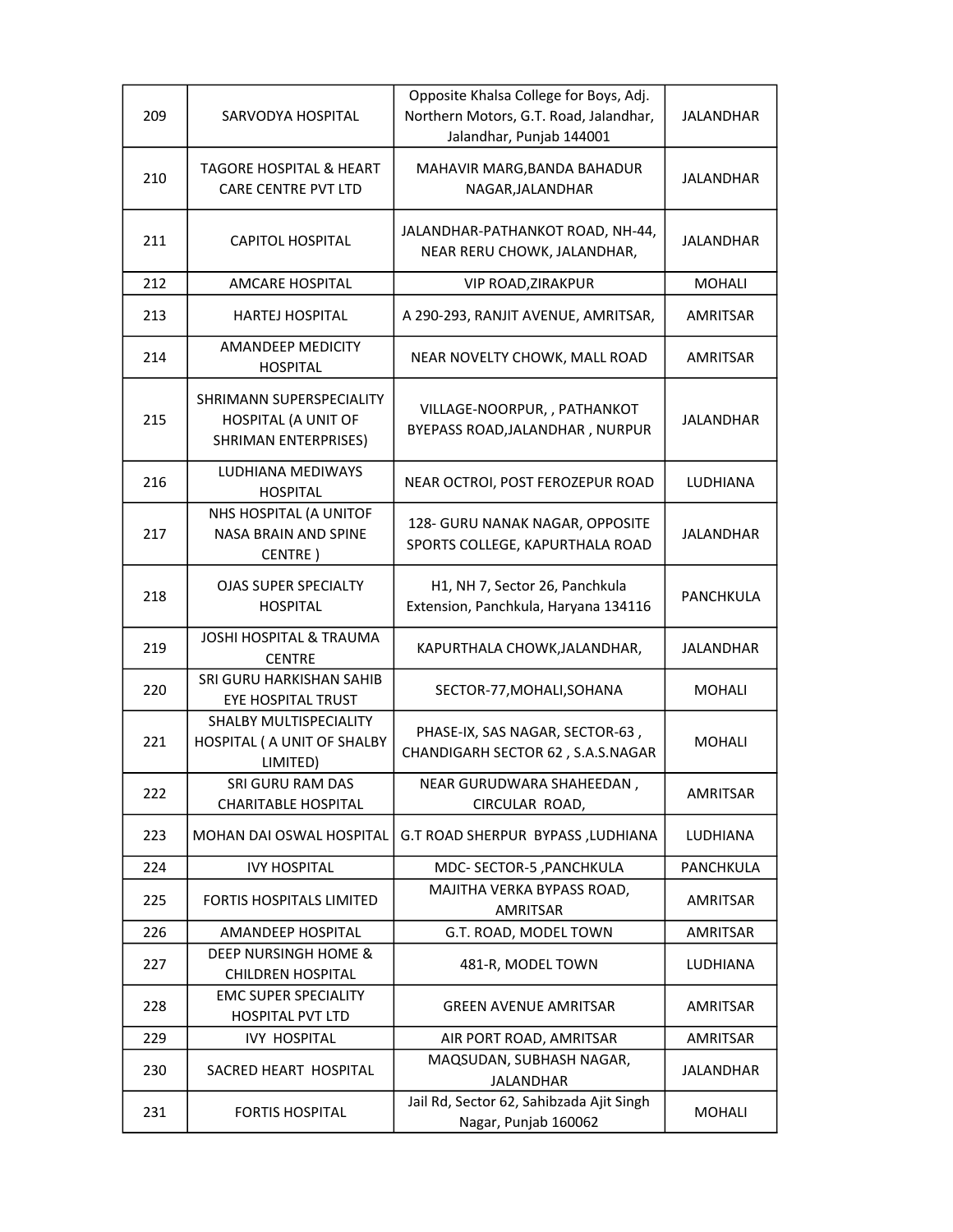| 209 | SARVODYA HOSPITAL | Opposite Khalsa College for Boys, Adj. Northern Motors, G.T. Road, Jalandhar, Jalandhar, Punjab 144001 | JALANDHAR |
|---|---|---|---|
| 210 | TAGORE HOSPITAL & HEART CARE CENTRE PVT LTD | MAHAVIR MARG,BANDA BAHADUR NAGAR,JALANDHAR | JALANDHAR |
| 211 | CAPITOL HOSPITAL | JALANDHAR-PATHANKOT ROAD, NH-44, NEAR RERU CHOWK, JALANDHAR, | JALANDHAR |
| 212 | AMCARE HOSPITAL | VIP ROAD,ZIRAKPUR | MOHALI |
| 213 | HARTEJ HOSPITAL | A 290-293, RANJIT AVENUE, AMRITSAR, | AMRITSAR |
| 214 | AMANDEEP MEDICITY HOSPITAL | NEAR NOVELTY CHOWK, MALL ROAD | AMRITSAR |
| 215 | SHRIMANN SUPERSPECIALITY HOSPITAL (A UNIT OF SHRIMAN ENTERPRISES) | VILLAGE-NOORPUR, , PATHANKOT BYEPASS ROAD,JALANDHAR , NURPUR | JALANDHAR |
| 216 | LUDHIANA MEDIWAYS HOSPITAL | NEAR OCTROI, POST FEROZEPUR ROAD | LUDHIANA |
| 217 | NHS HOSPITAL (A UNITOF NASA BRAIN AND SPINE CENTRE ) | 128- GURU NANAK NAGAR, OPPOSITE SPORTS COLLEGE, KAPURTHALA ROAD | JALANDHAR |
| 218 | OJAS SUPER SPECIALTY HOSPITAL | H1, NH 7, Sector 26, Panchkula Extension, Panchkula, Haryana 134116 | PANCHKULA |
| 219 | JOSHI HOSPITAL & TRAUMA CENTRE | KAPURTHALA CHOWK,JALANDHAR, | JALANDHAR |
| 220 | SRI GURU HARKISHAN SAHIB EYE HOSPITAL TRUST | SECTOR-77,MOHALI,SOHANA | MOHALI |
| 221 | SHALBY MULTISPECIALITY HOSPITAL ( A UNIT OF SHALBY LIMITED) | PHASE-IX, SAS NAGAR, SECTOR-63 , CHANDIGARH SECTOR 62 , S.A.S.NAGAR | MOHALI |
| 222 | SRI GURU RAM DAS CHARITABLE HOSPITAL | NEAR GURUDWARA SHAHEEDAN , CIRCULAR ROAD, | AMRITSAR |
| 223 | MOHAN DAI OSWAL HOSPITAL | G.T ROAD SHERPUR BYPASS ,LUDHIANA | LUDHIANA |
| 224 | IVY HOSPITAL | MDC- SECTOR-5 ,PANCHKULA | PANCHKULA |
| 225 | FORTIS HOSPITALS LIMITED | MAJITHA VERKA BYPASS ROAD, AMRITSAR | AMRITSAR |
| 226 | AMANDEEP HOSPITAL | G.T. ROAD, MODEL TOWN | AMRITSAR |
| 227 | DEEP NURSINGH HOME & CHILDREN HOSPITAL | 481-R, MODEL TOWN | LUDHIANA |
| 228 | EMC SUPER SPECIALITY HOSPITAL PVT LTD | GREEN AVENUE AMRITSAR | AMRITSAR |
| 229 | IVY HOSPITAL | AIR PORT ROAD, AMRITSAR | AMRITSAR |
| 230 | SACRED HEART HOSPITAL | MAQSUDAN, SUBHASH NAGAR, JALANDHAR | JALANDHAR |
| 231 | FORTIS HOSPITAL | Jail Rd, Sector 62, Sahibzada Ajit Singh Nagar, Punjab 160062 | MOHALI |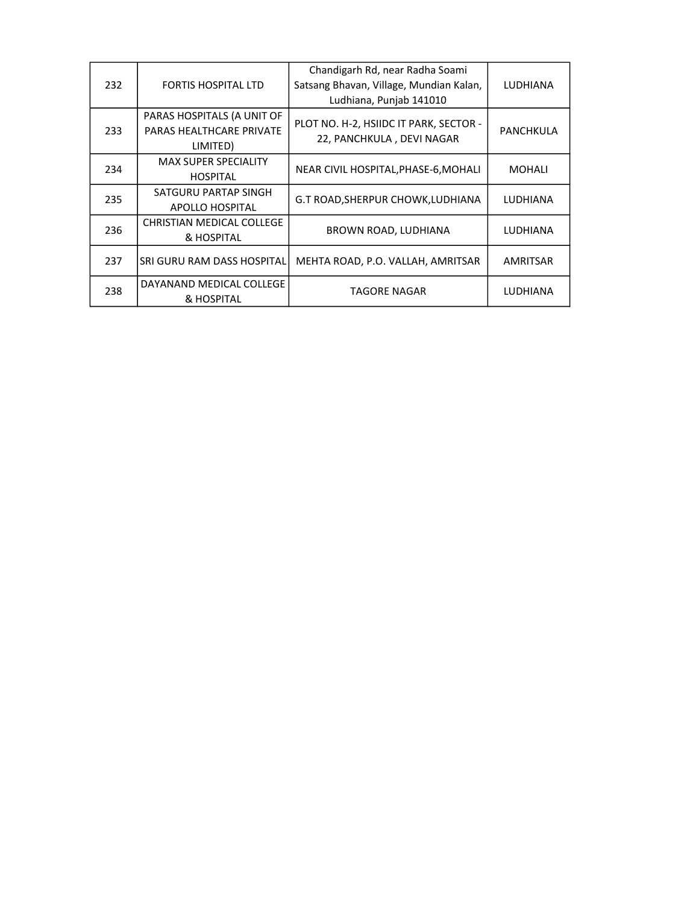| | | | |
|---|---|---|---|
| 232 | FORTIS HOSPITAL LTD | Chandigarh Rd, near Radha Soami Satsang Bhavan, Village, Mundian Kalan, Ludhiana, Punjab 141010 | LUDHIANA |
| 233 | PARAS HOSPITALS (A UNIT OF PARAS HEALTHCARE PRIVATE LIMITED) | PLOT NO. H-2, HSIIDC IT PARK, SECTOR - 22, PANCHKULA , DEVI NAGAR | PANCHKULA |
| 234 | MAX SUPER SPECIALITY HOSPITAL | NEAR CIVIL HOSPITAL,PHASE-6,MOHALI | MOHALI |
| 235 | SATGURU PARTAP SINGH APOLLO HOSPITAL | G.T ROAD,SHERPUR CHOWK,LUDHIANA | LUDHIANA |
| 236 | CHRISTIAN MEDICAL COLLEGE & HOSPITAL | BROWN ROAD, LUDHIANA | LUDHIANA |
| 237 | SRI GURU RAM DASS HOSPITAL | MEHTA ROAD, P.O. VALLAH, AMRITSAR | AMRITSAR |
| 238 | DAYANAND MEDICAL COLLEGE & HOSPITAL | TAGORE NAGAR | LUDHIANA |